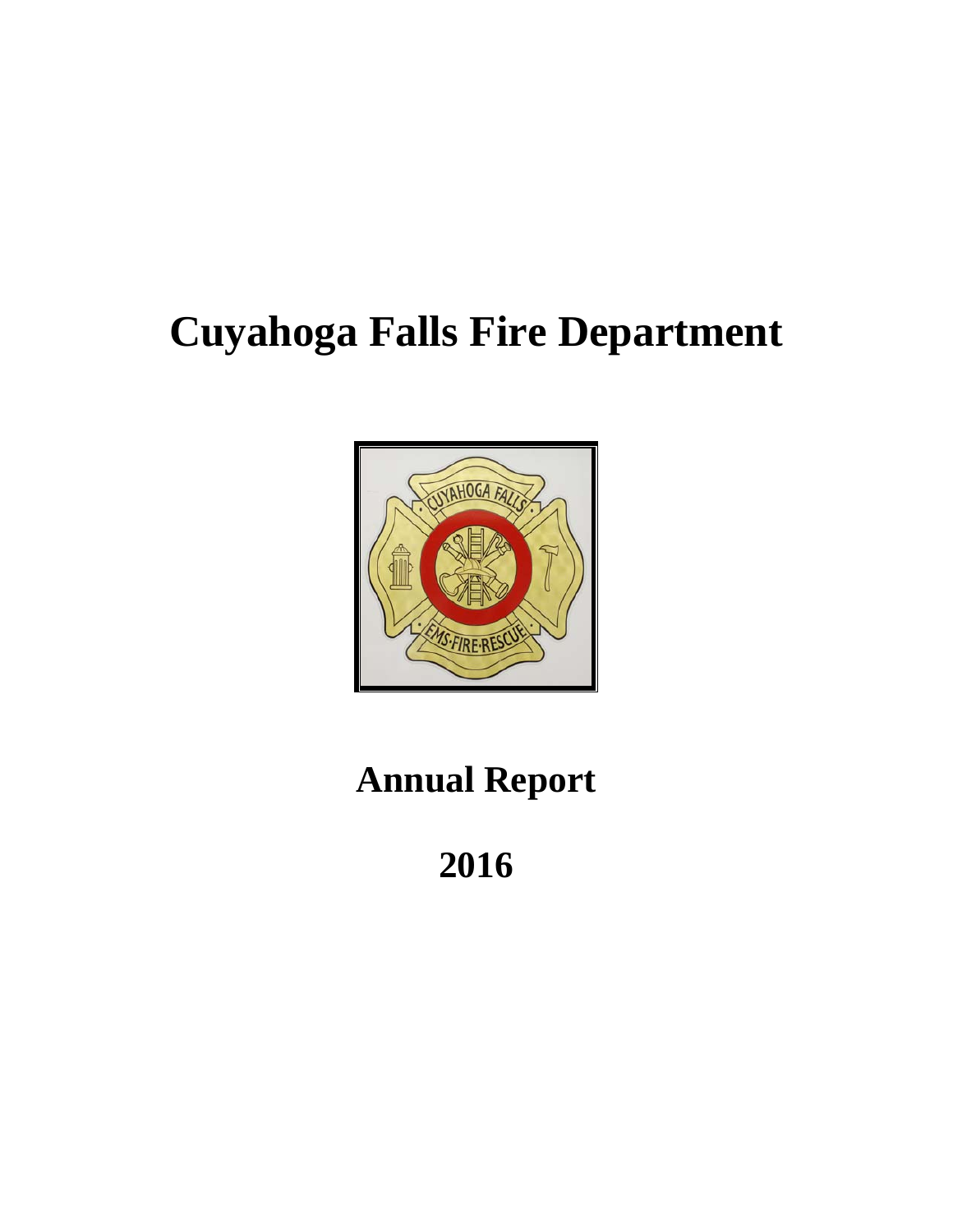# Cuyahoga Falls Fire Department

## Annual Report

## 2016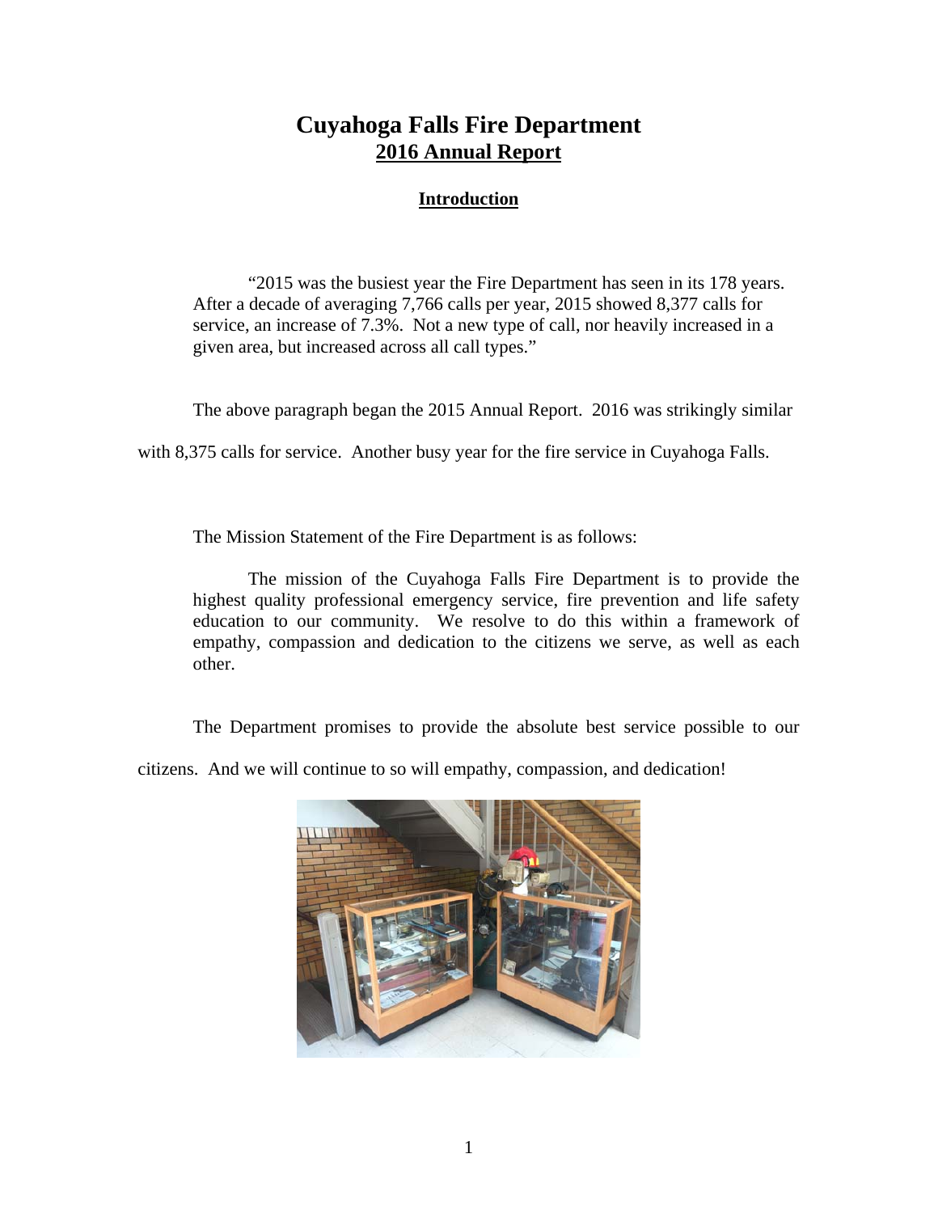# Cuyahoga Falls Fire Department
## 2016 Annual Report

### Introduction

> "2015 was the busiest year the Fire Department has seen in its 178 years. After a decade of averaging 7,766 calls per year, 2015 showed 8,377 calls for service, an increase of 7.3%. Not a new type of call, nor heavily increased in a given area, but increased across all call types."

The above paragraph began the 2015 Annual Report. 2016 was strikingly similar with 8,375 calls for service. Another busy year for the fire service in Cuyahoga Falls.

The Mission Statement of the Fire Department is as follows:

> The mission of the Cuyahoga Falls Fire Department is to provide the highest quality professional emergency service, fire prevention and life safety education to our community. We resolve to do this within a framework of empathy, compassion and dedication to the citizens we serve, as well as each other.

The Department promises to provide the absolute best service possible to our citizens. And we will continue to so will empathy, compassion, and dedication!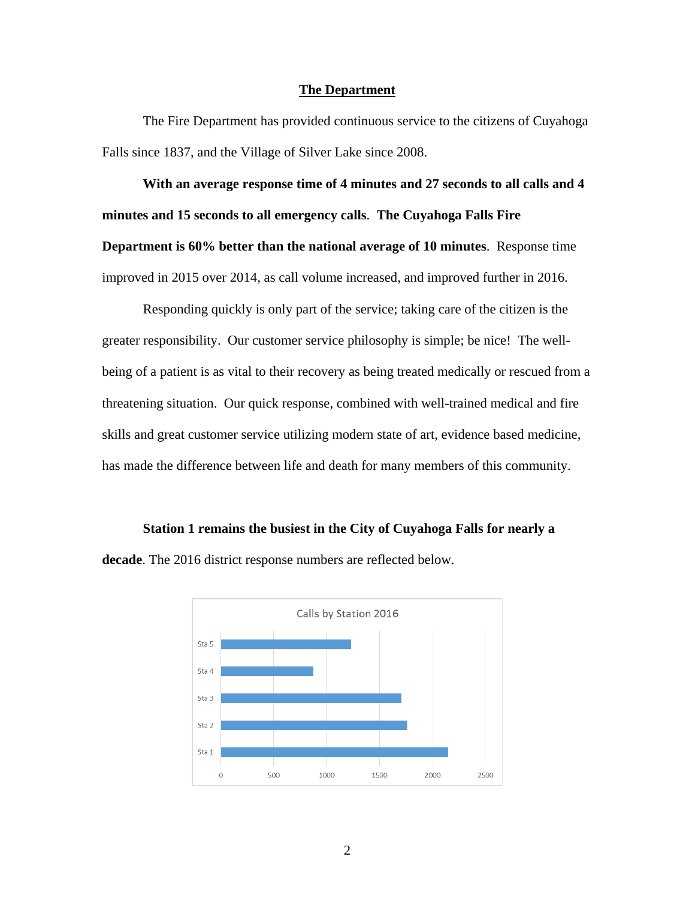## The Department

The Fire Department has provided continuous service to the citizens of Cuyahoga Falls since 1837, and the Village of Silver Lake since 2008.

**With an average response time of 4 minutes and 27 seconds to all calls and 4 minutes and 15 seconds to all emergency calls**. **The Cuyahoga Falls Fire Department is 60% better than the national average of 10 minutes**. Response time improved in 2015 over 2014, as call volume increased, and improved further in 2016.

Responding quickly is only part of the service; taking care of the citizen is the greater responsibility. Our customer service philosophy is simple; be nice! The well-being of a patient is as vital to their recovery as being treated medically or rescued from a threatening situation. Our quick response, combined with well-trained medical and fire skills and great customer service utilizing modern state of art, evidence based medicine, has made the difference between life and death for many members of this community.

**Station 1 remains the busiest in the City of Cuyahoga Falls for nearly a decade**. The 2016 district response numbers are reflected below.

Calls by Station 2016

| Station | Calls (approx.) |
|---|---|
| Sta 5 | ~1230 |
| Sta 4 | ~870 |
| Sta 3 | ~1700 |
| Sta 2 | ~1760 |
| Sta 1 | ~2150 |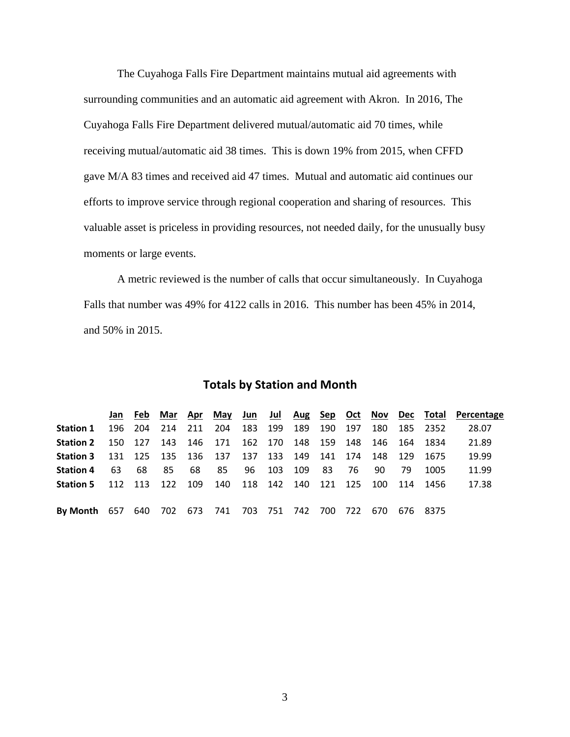The Cuyahoga Falls Fire Department maintains mutual aid agreements with surrounding communities and an automatic aid agreement with Akron. In 2016, The Cuyahoga Falls Fire Department delivered mutual/automatic aid 70 times, while receiving mutual/automatic aid 38 times. This is down 19% from 2015, when CFFD gave M/A 83 times and received aid 47 times. Mutual and automatic aid continues our efforts to improve service through regional cooperation and sharing of resources. This valuable asset is priceless in providing resources, not needed daily, for the unusually busy moments or large events.

A metric reviewed is the number of calls that occur simultaneously. In Cuyahoga Falls that number was 49% for 4122 calls in 2016. This number has been 45% in 2014, and 50% in 2015.

## Totals by Station and Month

| | Jan | Feb | Mar | Apr | May | Jun | Jul | Aug | Sep | Oct | Nov | Dec | Total | Percentage |
|---|---|---|---|---|---|---|---|---|---|---|---|---|---|---|
| **Station 1** | 196 | 204 | 214 | 211 | 204 | 183 | 199 | 189 | 190 | 197 | 180 | 185 | 2352 | 28.07 |
| **Station 2** | 150 | 127 | 143 | 146 | 171 | 162 | 170 | 148 | 159 | 148 | 146 | 164 | 1834 | 21.89 |
| **Station 3** | 131 | 125 | 135 | 136 | 137 | 137 | 133 | 149 | 141 | 174 | 148 | 129 | 1675 | 19.99 |
| **Station 4** | 63 | 68 | 85 | 68 | 85 | 96 | 103 | 109 | 83 | 76 | 90 | 79 | 1005 | 11.99 |
| **Station 5** | 112 | 113 | 122 | 109 | 140 | 118 | 142 | 140 | 121 | 125 | 100 | 114 | 1456 | 17.38 |
| **By Month** | 657 | 640 | 702 | 673 | 741 | 703 | 751 | 742 | 700 | 722 | 670 | 676 | 8375 | |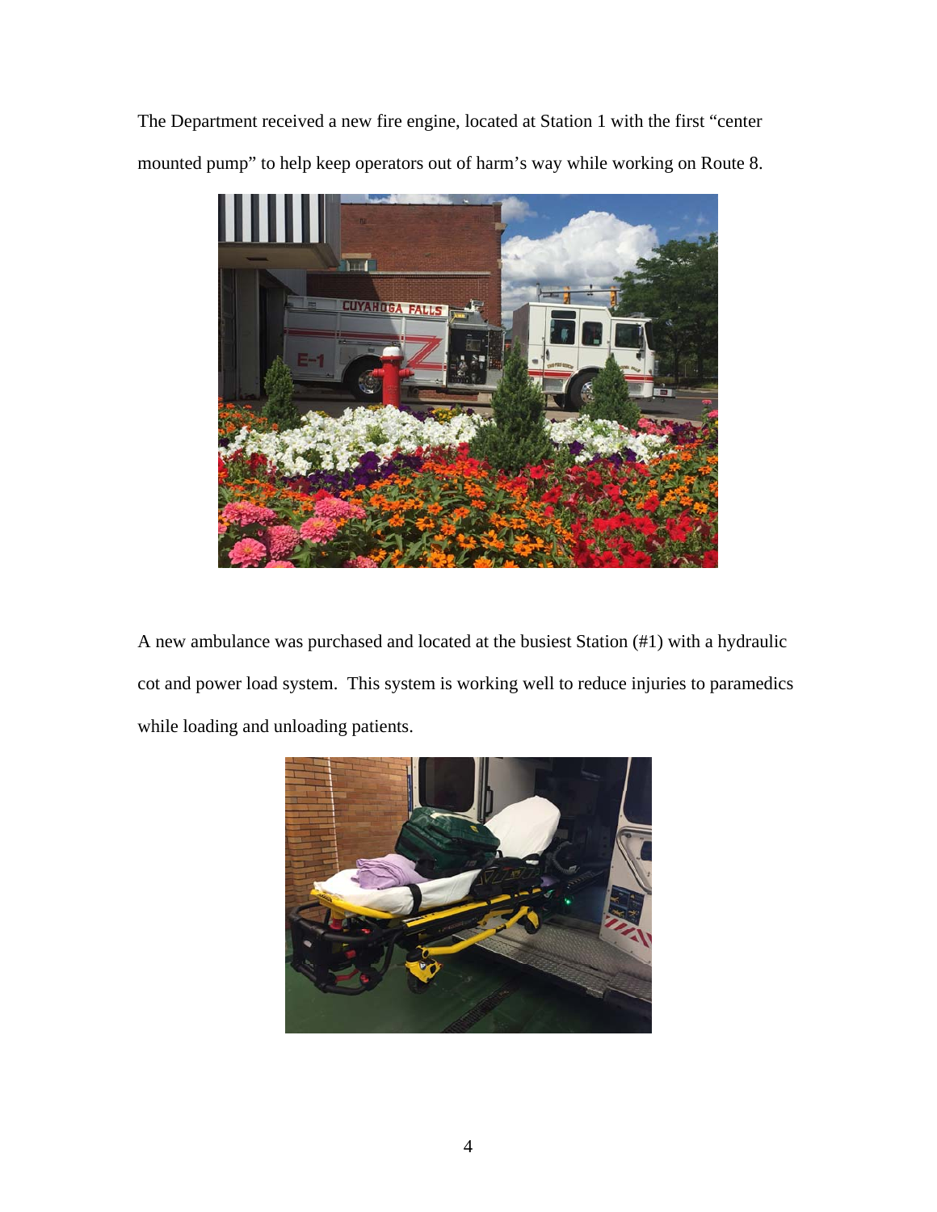The Department received a new fire engine, located at Station 1 with the first "center mounted pump" to help keep operators out of harm's way while working on Route 8.

A new ambulance was purchased and located at the busiest Station (#1) with a hydraulic cot and power load system. This system is working well to reduce injuries to paramedics while loading and unloading patients.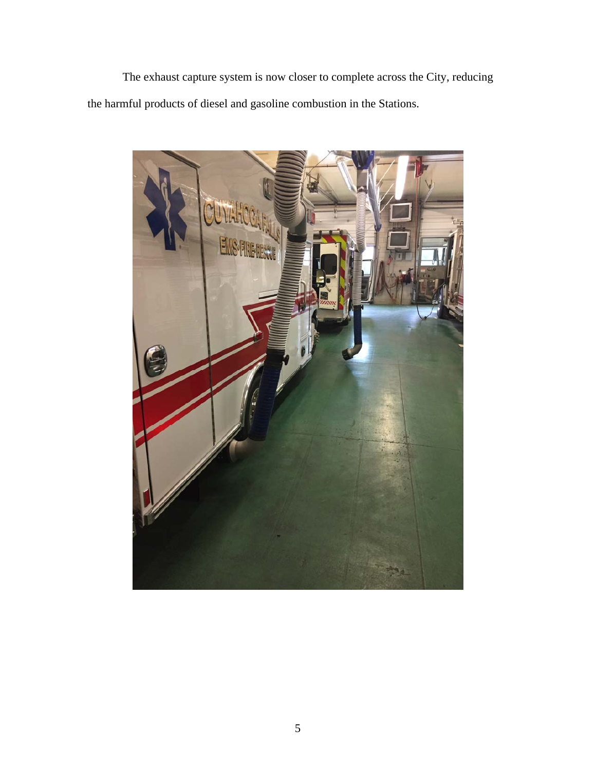The exhaust capture system is now closer to complete across the City, reducing the harmful products of diesel and gasoline combustion in the Stations.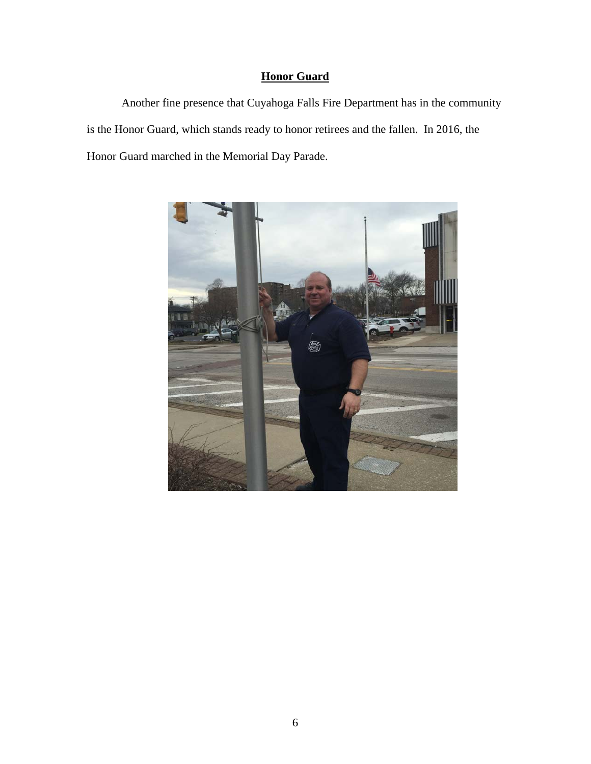## **Honor Guard**

Another fine presence that Cuyahoga Falls Fire Department has in the community is the Honor Guard, which stands ready to honor retirees and the fallen. In 2016, the Honor Guard marched in the Memorial Day Parade.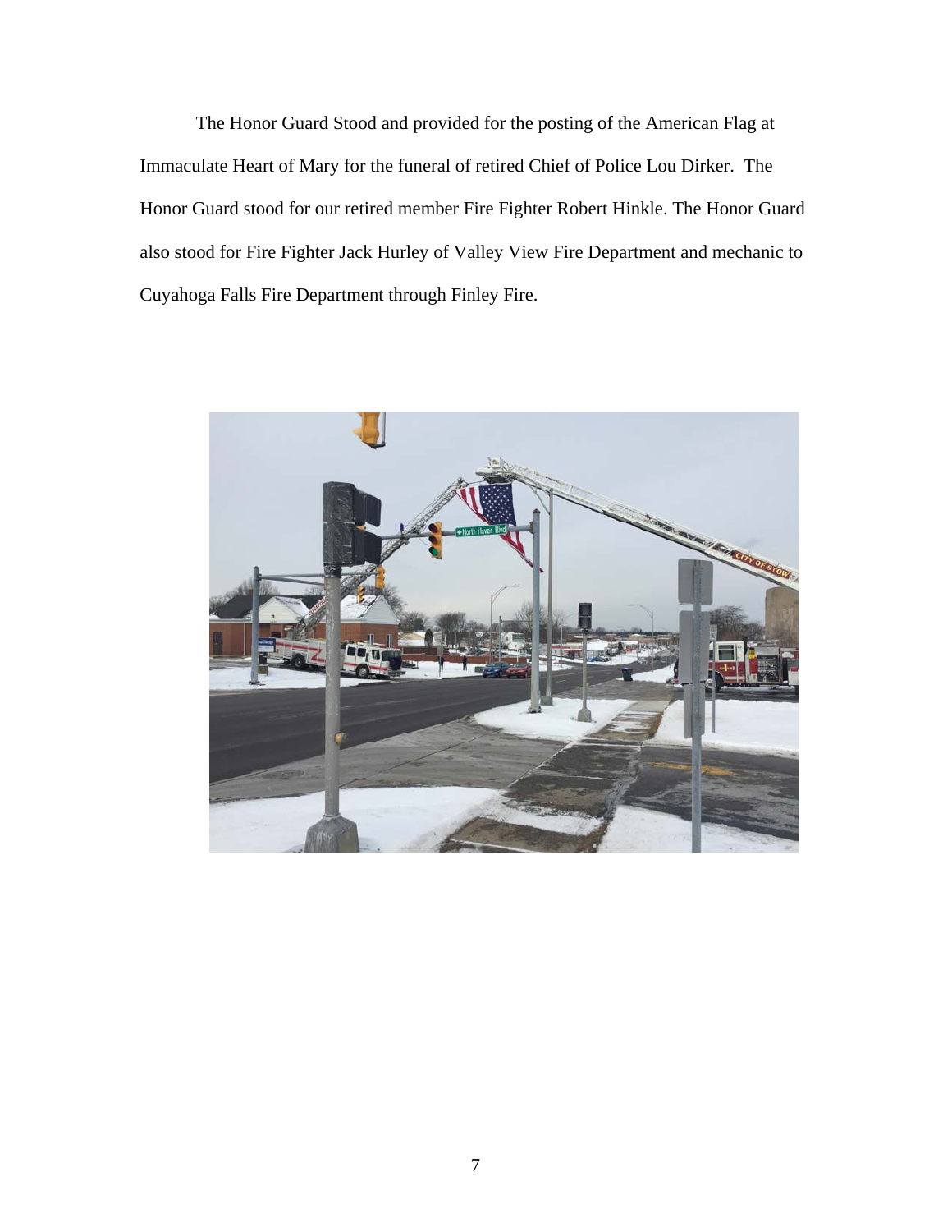The Honor Guard Stood and provided for the posting of the American Flag at Immaculate Heart of Mary for the funeral of retired Chief of Police Lou Dirker. The Honor Guard stood for our retired member Fire Fighter Robert Hinkle. The Honor Guard also stood for Fire Fighter Jack Hurley of Valley View Fire Department and mechanic to Cuyahoga Falls Fire Department through Finley Fire.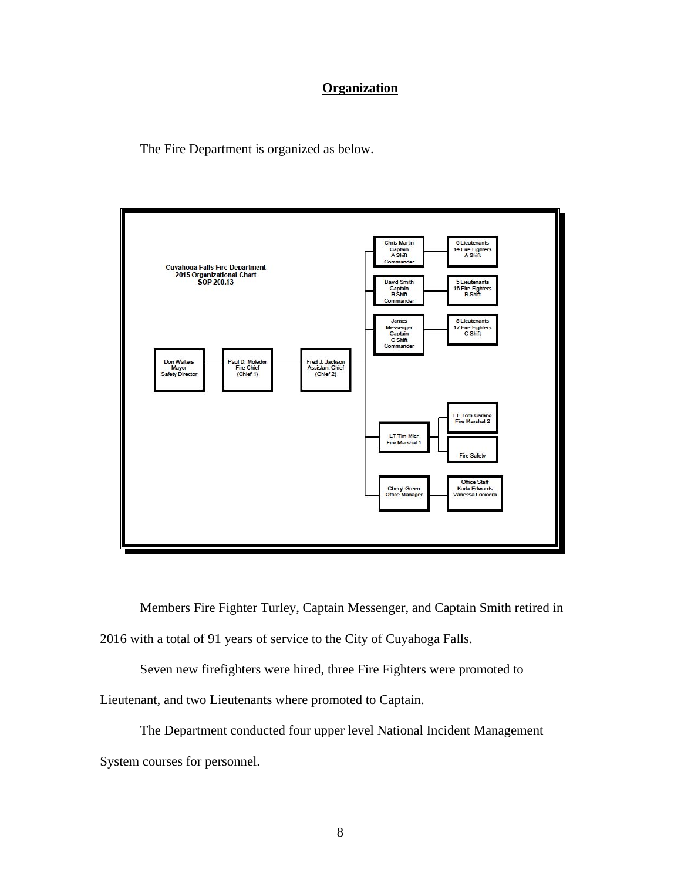## Organization

The Fire Department is organized as below.

**Cuyahoga Falls Fire Department**
**2015 Organizational Chart**
**SOP 200.13**

- Don Walters, Mayor, Safety Director
  - Paul D. Moledor, Fire Chief (Chief 1)
    - Fred J. Jackson, Assistant Chief (Chief 2)
      - Chris Martin, Captain, A Shift Commander
        - 6 Lieutenants, 14 Fire Fighters, A Shift
      - David Smith, Captain, B Shift Commander
        - 5 Lieutenants, 16 Fire Fighters, B Shift
      - James Messenger, Captain, C Shift Commander
        - 5 Lieutenants, 17 Fire Fighters, C Shift
      - LT Tim Mier, Fire Marshal 1
        - FF Tom Carano, Fire Marshal 2
        - Fire Safety
      - Cheryl Green, Office Manager
        - Office Staff: Karla Edwards, Vanessa Locicero

Members Fire Fighter Turley, Captain Messenger, and Captain Smith retired in 2016 with a total of 91 years of service to the City of Cuyahoga Falls.

Seven new firefighters were hired, three Fire Fighters were promoted to Lieutenant, and two Lieutenants where promoted to Captain.

The Department conducted four upper level National Incident Management System courses for personnel.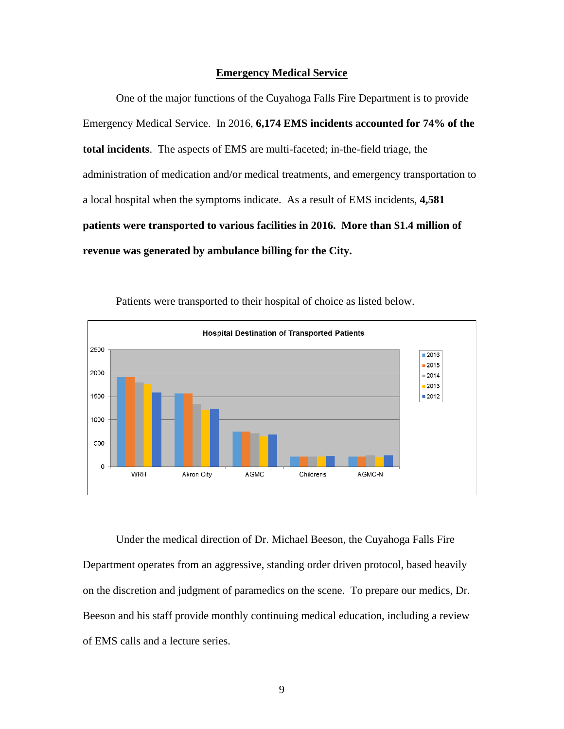## Emergency Medical Service

One of the major functions of the Cuyahoga Falls Fire Department is to provide Emergency Medical Service. In 2016, **6,174 EMS incidents accounted for 74% of the total incidents**. The aspects of EMS are multi-faceted; in-the-field triage, the administration of medication and/or medical treatments, and emergency transportation to a local hospital when the symptoms indicate. As a result of EMS incidents, **4,581 patients were transported to various facilities in 2016. More than $1.4 million of revenue was generated by ambulance billing for the City.**

Patients were transported to their hospital of choice as listed below.

**Hospital Destination of Transported Patients**

Under the medical direction of Dr. Michael Beeson, the Cuyahoga Falls Fire Department operates from an aggressive, standing order driven protocol, based heavily on the discretion and judgment of paramedics on the scene. To prepare our medics, Dr. Beeson and his staff provide monthly continuing medical education, including a review of EMS calls and a lecture series.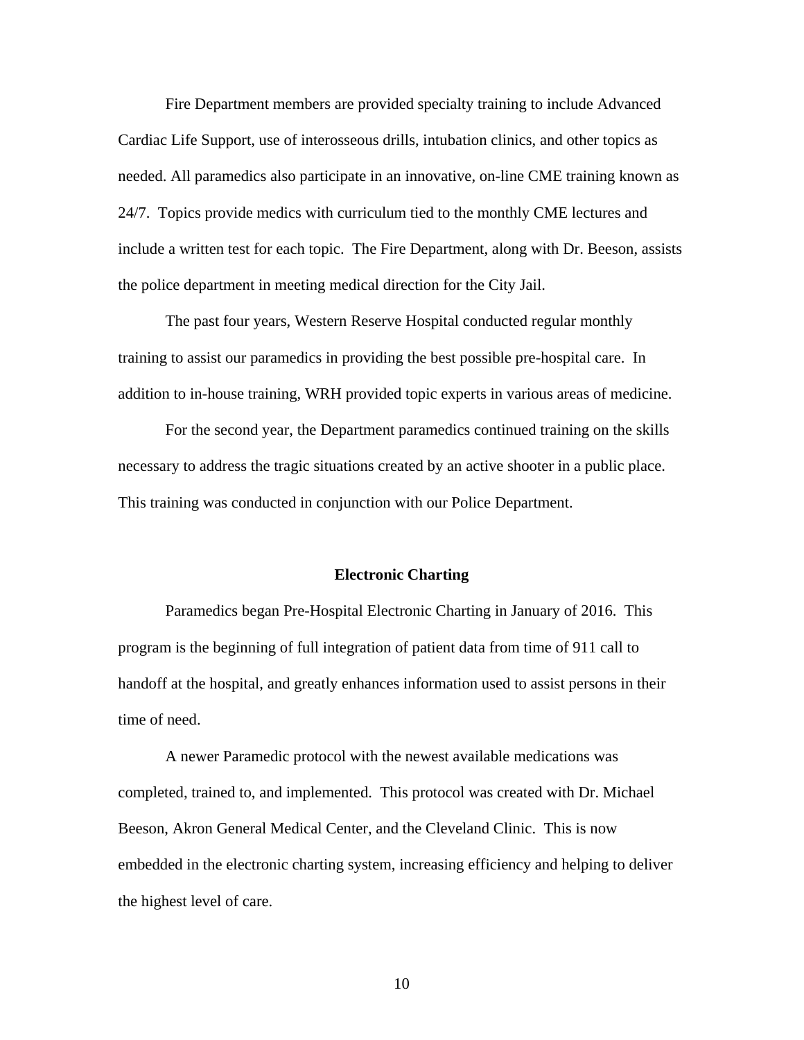Fire Department members are provided specialty training to include Advanced Cardiac Life Support, use of interosseous drills, intubation clinics, and other topics as needed. All paramedics also participate in an innovative, on-line CME training known as 24/7. Topics provide medics with curriculum tied to the monthly CME lectures and include a written test for each topic. The Fire Department, along with Dr. Beeson, assists the police department in meeting medical direction for the City Jail.

The past four years, Western Reserve Hospital conducted regular monthly training to assist our paramedics in providing the best possible pre-hospital care. In addition to in-house training, WRH provided topic experts in various areas of medicine.

For the second year, the Department paramedics continued training on the skills necessary to address the tragic situations created by an active shooter in a public place. This training was conducted in conjunction with our Police Department.

### Electronic Charting

Paramedics began Pre-Hospital Electronic Charting in January of 2016. This program is the beginning of full integration of patient data from time of 911 call to handoff at the hospital, and greatly enhances information used to assist persons in their time of need.

A newer Paramedic protocol with the newest available medications was completed, trained to, and implemented. This protocol was created with Dr. Michael Beeson, Akron General Medical Center, and the Cleveland Clinic. This is now embedded in the electronic charting system, increasing efficiency and helping to deliver the highest level of care.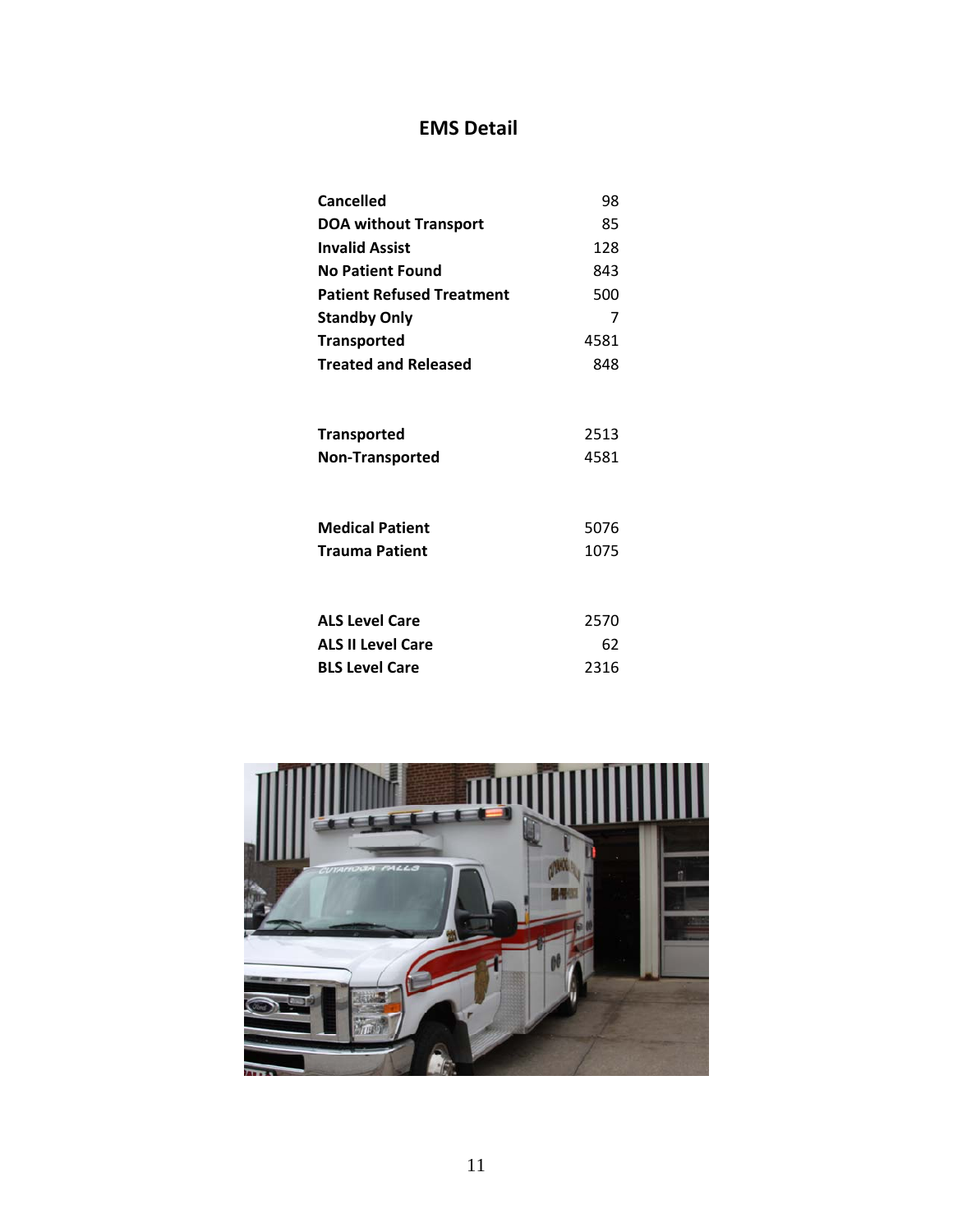# EMS Detail

| | |
|---|---|
| **Cancelled** | 98 |
| **DOA without Transport** | 85 |
| **Invalid Assist** | 128 |
| **No Patient Found** | 843 |
| **Patient Refused Treatment** | 500 |
| **Standby Only** | 7 |
| **Transported** | 4581 |
| **Treated and Released** | 848 |

| | |
|---|---|
| **Transported** | 2513 |
| **Non-Transported** | 4581 |

| | |
|---|---|
| **Medical Patient** | 5076 |
| **Trauma Patient** | 1075 |

| | |
|---|---|
| **ALS Level Care** | 2570 |
| **ALS II Level Care** | 62 |
| **BLS Level Care** | 2316 |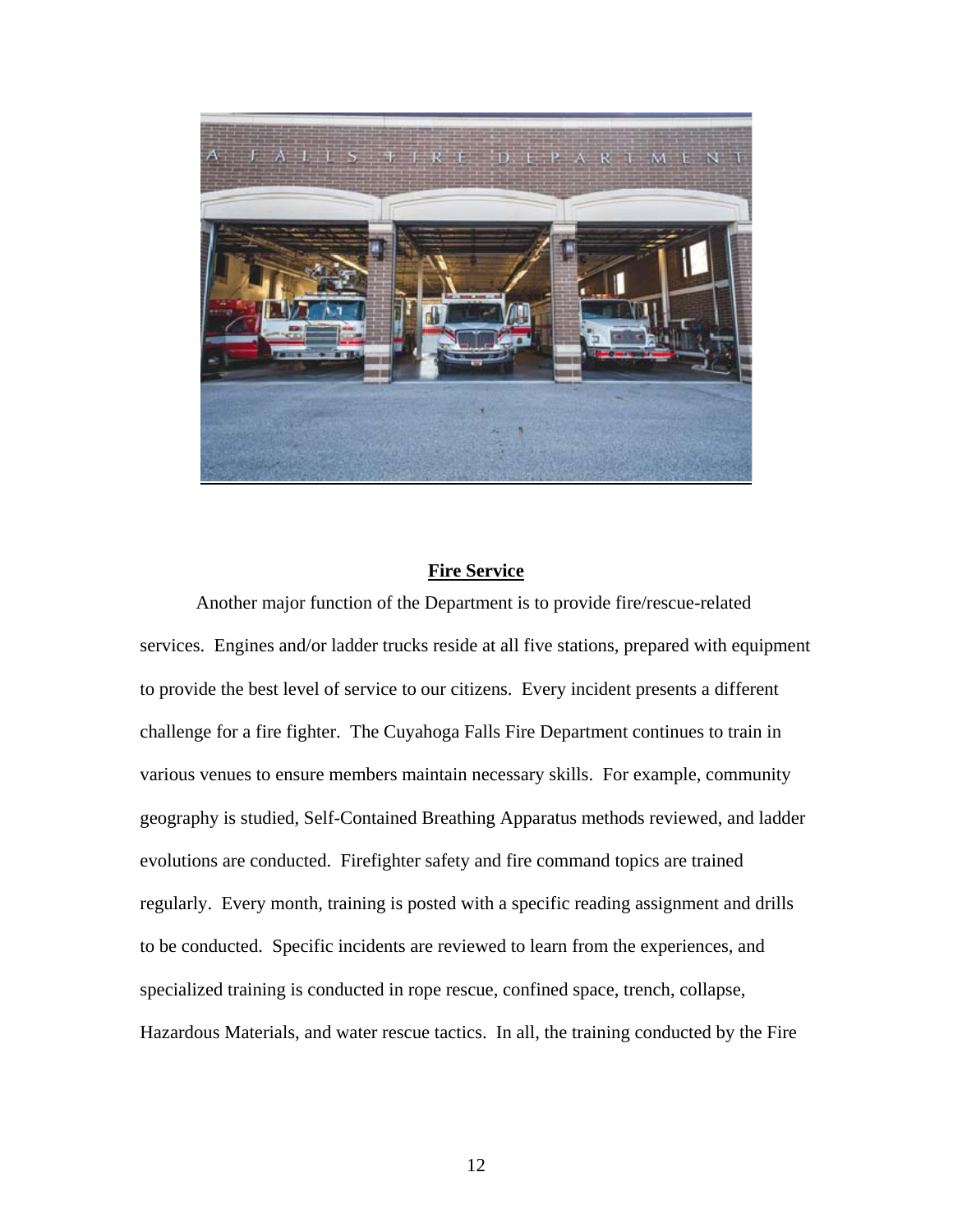## Fire Service

Another major function of the Department is to provide fire/rescue-related services. Engines and/or ladder trucks reside at all five stations, prepared with equipment to provide the best level of service to our citizens. Every incident presents a different challenge for a fire fighter. The Cuyahoga Falls Fire Department continues to train in various venues to ensure members maintain necessary skills. For example, community geography is studied, Self-Contained Breathing Apparatus methods reviewed, and ladder evolutions are conducted. Firefighter safety and fire command topics are trained regularly. Every month, training is posted with a specific reading assignment and drills to be conducted. Specific incidents are reviewed to learn from the experiences, and specialized training is conducted in rope rescue, confined space, trench, collapse, Hazardous Materials, and water rescue tactics. In all, the training conducted by the Fire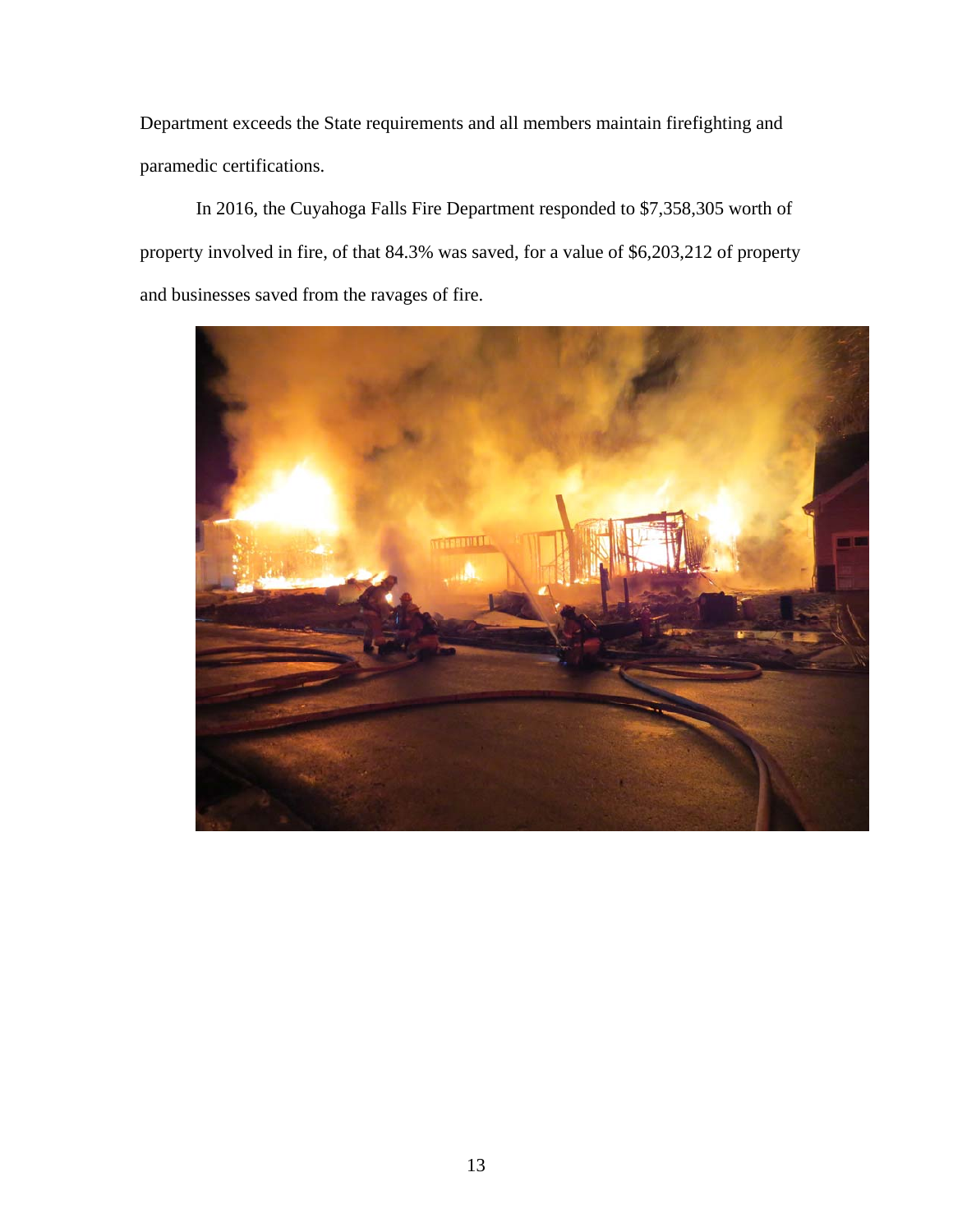Department exceeds the State requirements and all members maintain firefighting and paramedic certifications.

In 2016, the Cuyahoga Falls Fire Department responded to $7,358,305 worth of property involved in fire, of that 84.3% was saved, for a value of $6,203,212 of property and businesses saved from the ravages of fire.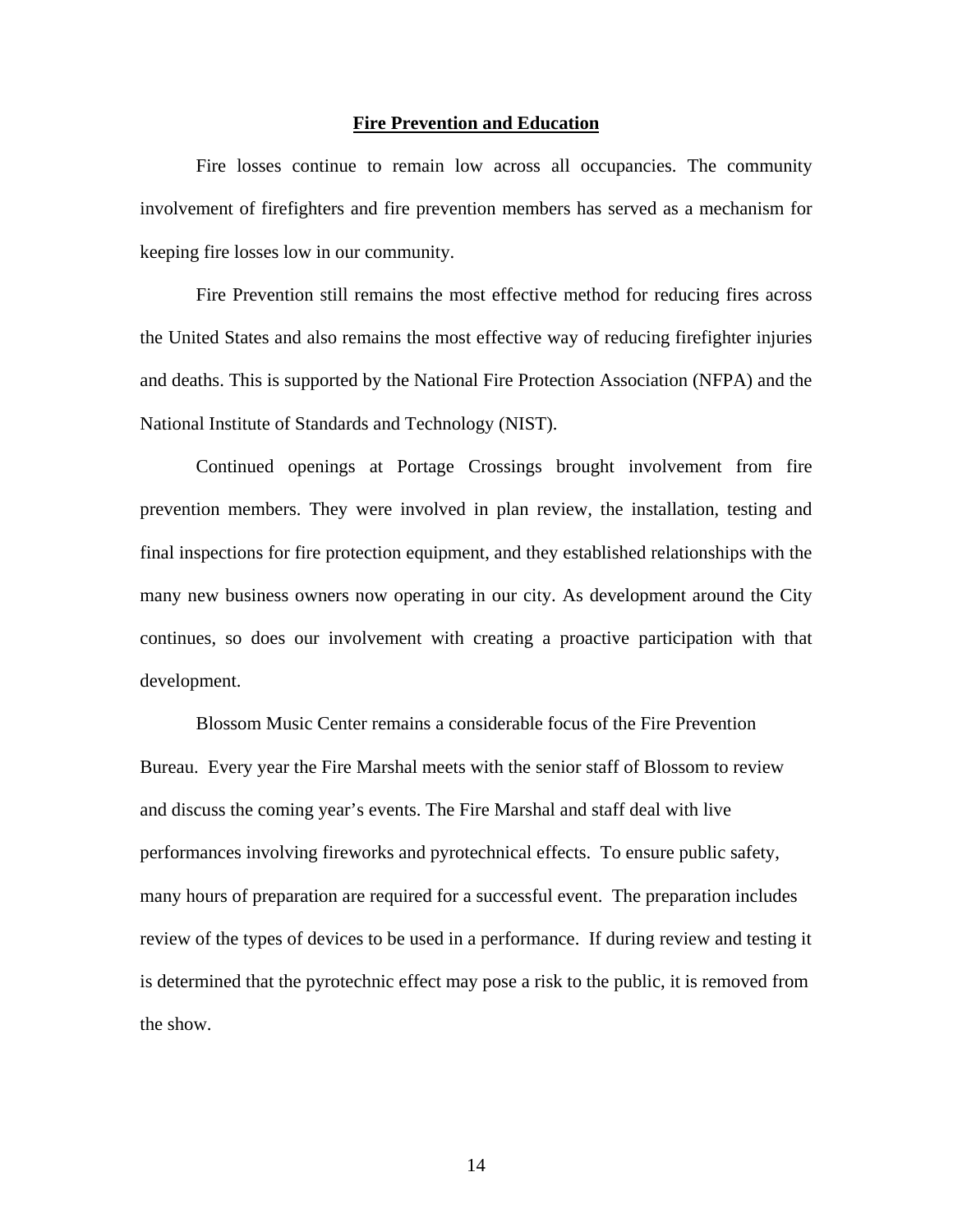## Fire Prevention and Education

Fire losses continue to remain low across all occupancies. The community involvement of firefighters and fire prevention members has served as a mechanism for keeping fire losses low in our community.

Fire Prevention still remains the most effective method for reducing fires across the United States and also remains the most effective way of reducing firefighter injuries and deaths. This is supported by the National Fire Protection Association (NFPA) and the National Institute of Standards and Technology (NIST).

Continued openings at Portage Crossings brought involvement from fire prevention members. They were involved in plan review, the installation, testing and final inspections for fire protection equipment, and they established relationships with the many new business owners now operating in our city. As development around the City continues, so does our involvement with creating a proactive participation with that development.

Blossom Music Center remains a considerable focus of the Fire Prevention Bureau. Every year the Fire Marshal meets with the senior staff of Blossom to review and discuss the coming year's events. The Fire Marshal and staff deal with live performances involving fireworks and pyrotechnical effects. To ensure public safety, many hours of preparation are required for a successful event. The preparation includes review of the types of devices to be used in a performance. If during review and testing it is determined that the pyrotechnic effect may pose a risk to the public, it is removed from the show.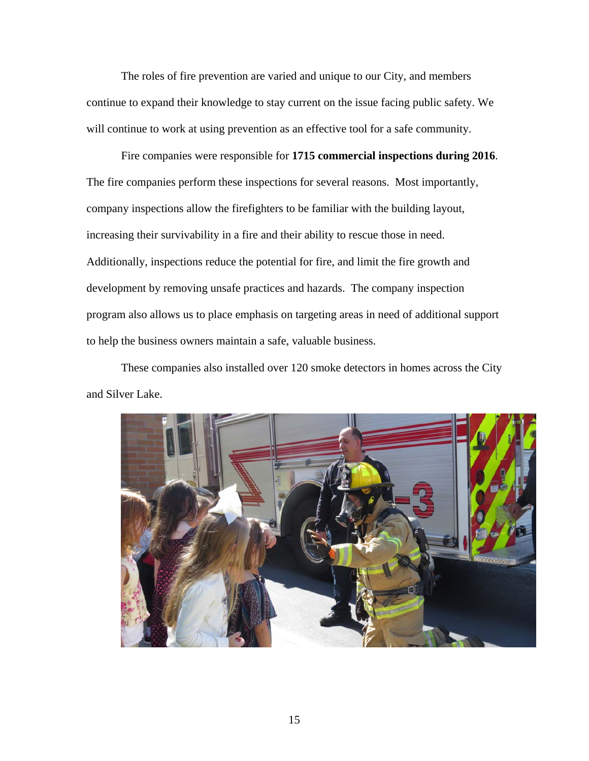The roles of fire prevention are varied and unique to our City, and members continue to expand their knowledge to stay current on the issue facing public safety. We will continue to work at using prevention as an effective tool for a safe community.

Fire companies were responsible for **1715 commercial inspections during 2016**. The fire companies perform these inspections for several reasons. Most importantly, company inspections allow the firefighters to be familiar with the building layout, increasing their survivability in a fire and their ability to rescue those in need. Additionally, inspections reduce the potential for fire, and limit the fire growth and development by removing unsafe practices and hazards. The company inspection program also allows us to place emphasis on targeting areas in need of additional support to help the business owners maintain a safe, valuable business.

These companies also installed over 120 smoke detectors in homes across the City and Silver Lake.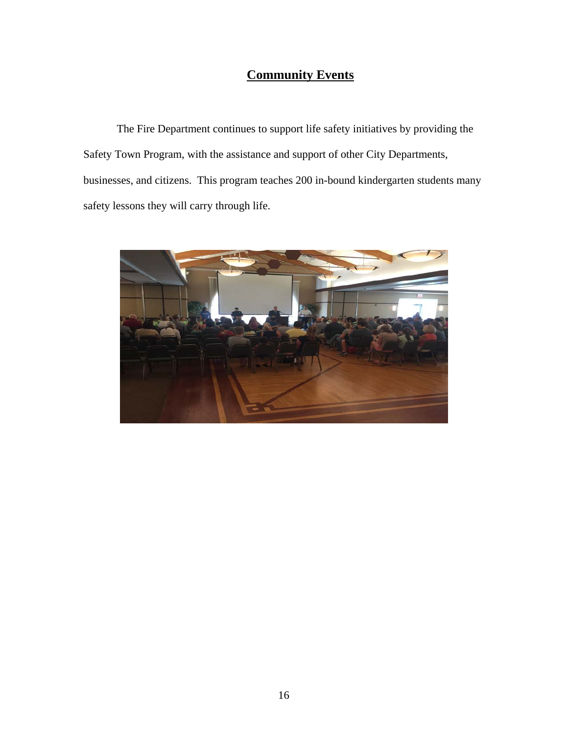## Community Events

The Fire Department continues to support life safety initiatives by providing the Safety Town Program, with the assistance and support of other City Departments, businesses, and citizens. This program teaches 200 in-bound kindergarten students many safety lessons they will carry through life.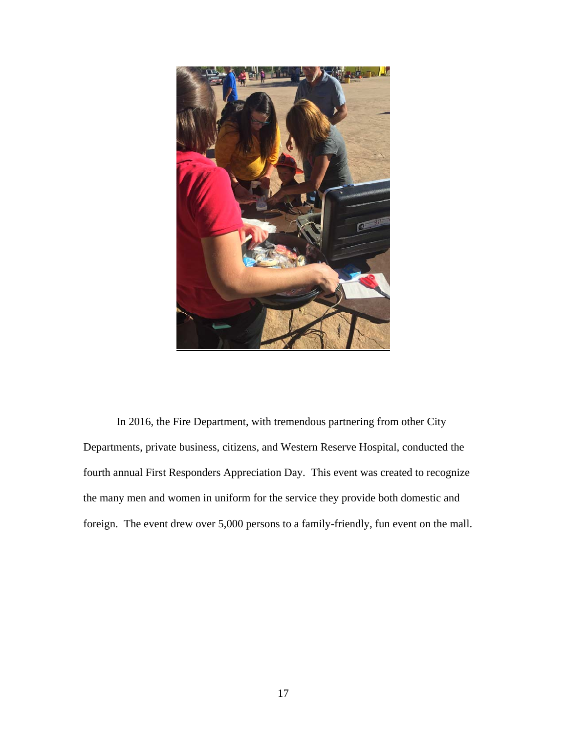In 2016, the Fire Department, with tremendous partnering from other City Departments, private business, citizens, and Western Reserve Hospital, conducted the fourth annual First Responders Appreciation Day. This event was created to recognize the many men and women in uniform for the service they provide both domestic and foreign. The event drew over 5,000 persons to a family-friendly, fun event on the mall.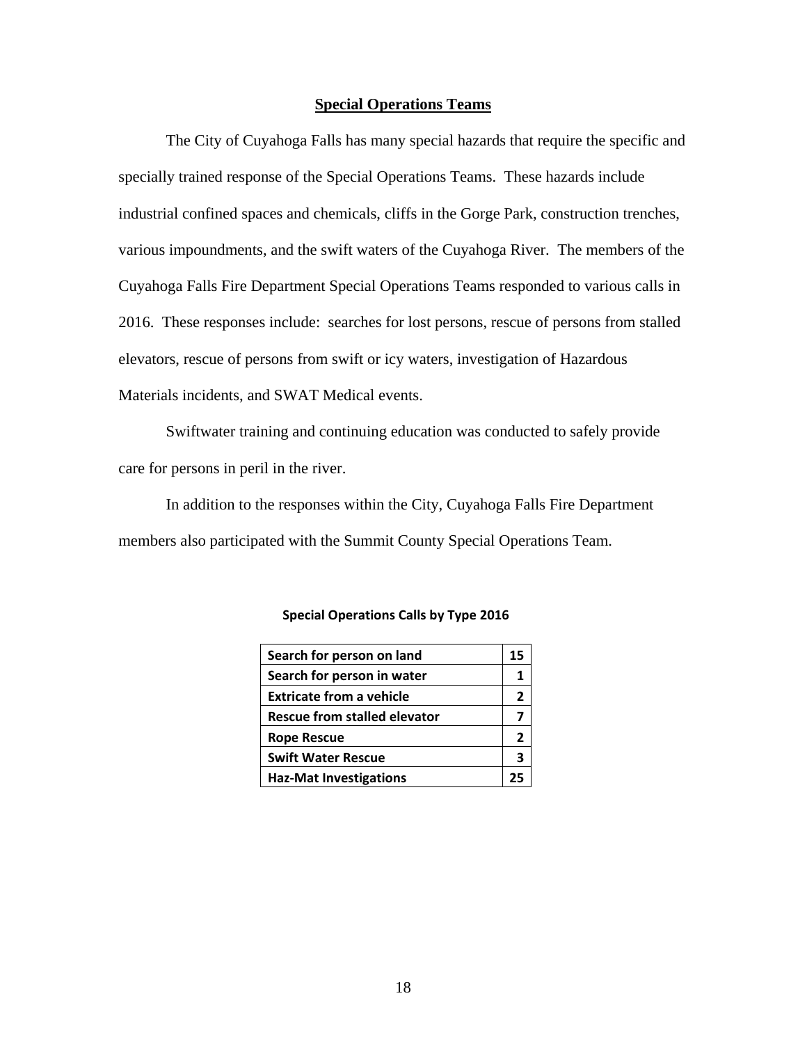## Special Operations Teams

The City of Cuyahoga Falls has many special hazards that require the specific and specially trained response of the Special Operations Teams. These hazards include industrial confined spaces and chemicals, cliffs in the Gorge Park, construction trenches, various impoundments, and the swift waters of the Cuyahoga River. The members of the Cuyahoga Falls Fire Department Special Operations Teams responded to various calls in 2016. These responses include: searches for lost persons, rescue of persons from stalled elevators, rescue of persons from swift or icy waters, investigation of Hazardous Materials incidents, and SWAT Medical events.

Swiftwater training and continuing education was conducted to safely provide care for persons in peril in the river.

In addition to the responses within the City, Cuyahoga Falls Fire Department members also participated with the Summit County Special Operations Team.

**Special Operations Calls by Type 2016**

| Call Type | Count |
|---|---|
| **Search for person on land** | **15** |
| **Search for person in water** | **1** |
| **Extricate from a vehicle** | **2** |
| **Rescue from stalled elevator** | **7** |
| **Rope Rescue** | **2** |
| **Swift Water Rescue** | **3** |
| **Haz-Mat Investigations** | **25** |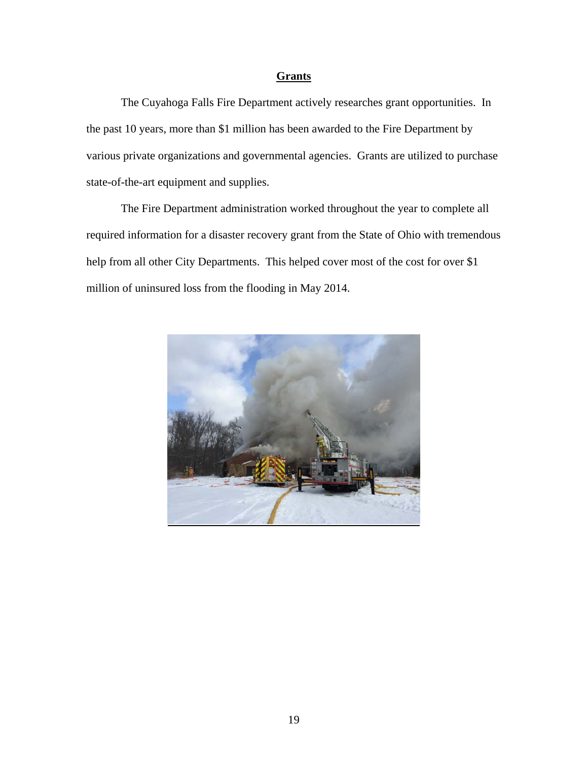## Grants

The Cuyahoga Falls Fire Department actively researches grant opportunities. In the past 10 years, more than $1 million has been awarded to the Fire Department by various private organizations and governmental agencies. Grants are utilized to purchase state-of-the-art equipment and supplies.

The Fire Department administration worked throughout the year to complete all required information for a disaster recovery grant from the State of Ohio with tremendous help from all other City Departments. This helped cover most of the cost for over $1 million of uninsured loss from the flooding in May 2014.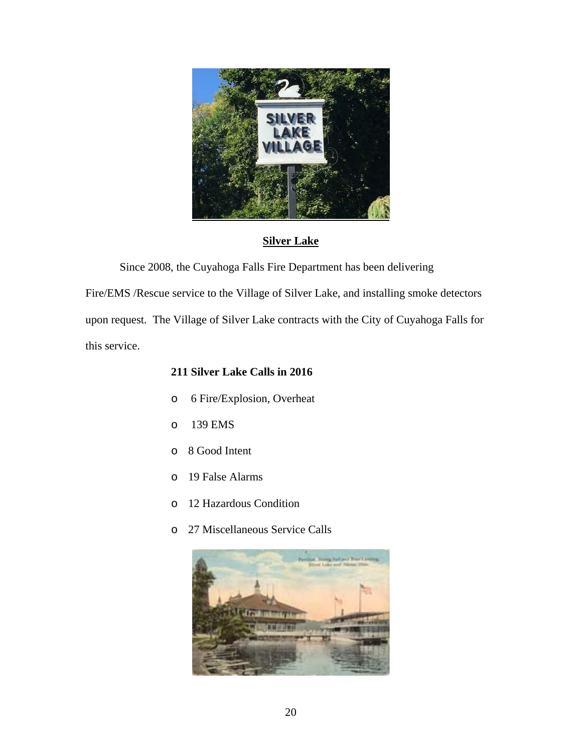## Silver Lake

Since 2008, the Cuyahoga Falls Fire Department has been delivering Fire/EMS /Rescue service to the Village of Silver Lake, and installing smoke detectors upon request. The Village of Silver Lake contracts with the City of Cuyahoga Falls for this service.

**211 Silver Lake Calls in 2016**

- 6 Fire/Explosion, Overheat
- 139 EMS
- 8 Good Intent
- 19 False Alarms
- 12 Hazardous Condition
- 27 Miscellaneous Service Calls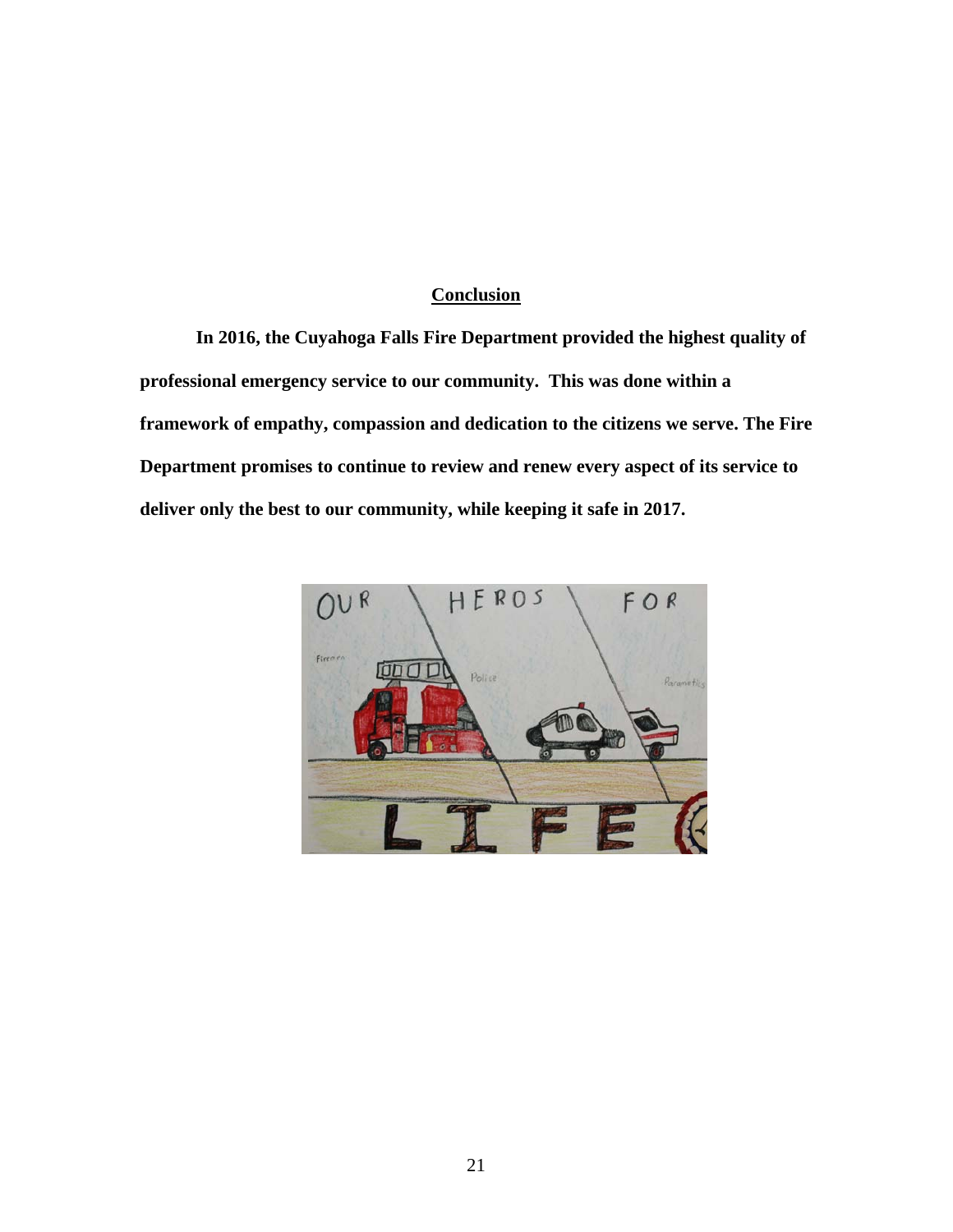## Conclusion

**In 2016, the Cuyahoga Falls Fire Department provided the highest quality of professional emergency service to our community. This was done within a framework of empathy, compassion and dedication to the citizens we serve. The Fire Department promises to continue to review and renew every aspect of its service to deliver only the best to our community, while keeping it safe in 2017.**